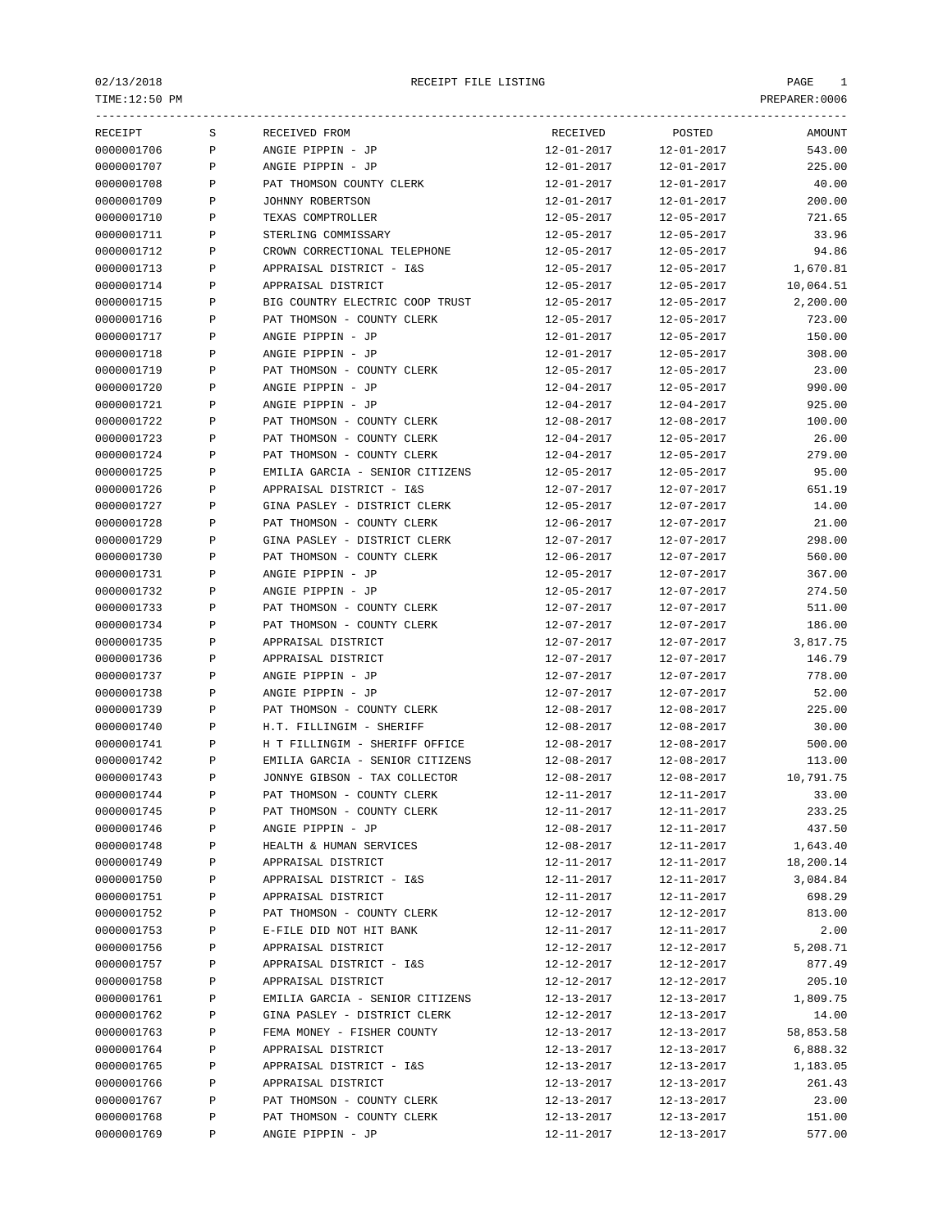| RECEIPT | S | RECEIVED FROM | RECEIVED | POSTED | AMOUNT |
|---|---|---|---|---|---|
| 0000001706 | P | ANGIE PIPPIN - JP | 12-01-2017 | 12-01-2017 | 543.00 |
| 0000001707 | P | ANGIE PIPPIN - JP | 12-01-2017 | 12-01-2017 | 225.00 |
| 0000001708 | P | PAT THOMSON COUNTY CLERK | 12-01-2017 | 12-01-2017 | 40.00 |
| 0000001709 | P | JOHNNY ROBERTSON | 12-01-2017 | 12-01-2017 | 200.00 |
| 0000001710 | P | TEXAS COMPTROLLER | 12-05-2017 | 12-05-2017 | 721.65 |
| 0000001711 | P | STERLING COMMISSARY | 12-05-2017 | 12-05-2017 | 33.96 |
| 0000001712 | P | CROWN CORRECTIONAL TELEPHONE | 12-05-2017 | 12-05-2017 | 94.86 |
| 0000001713 | P | APPRAISAL DISTRICT - I&S | 12-05-2017 | 12-05-2017 | 1,670.81 |
| 0000001714 | P | APPRAISAL DISTRICT | 12-05-2017 | 12-05-2017 | 10,064.51 |
| 0000001715 | P | BIG COUNTRY ELECTRIC COOP TRUST | 12-05-2017 | 12-05-2017 | 2,200.00 |
| 0000001716 | P | PAT THOMSON - COUNTY CLERK | 12-05-2017 | 12-05-2017 | 723.00 |
| 0000001717 | P | ANGIE PIPPIN - JP | 12-01-2017 | 12-05-2017 | 150.00 |
| 0000001718 | P | ANGIE PIPPIN - JP | 12-01-2017 | 12-05-2017 | 308.00 |
| 0000001719 | P | PAT THOMSON - COUNTY CLERK | 12-05-2017 | 12-05-2017 | 23.00 |
| 0000001720 | P | ANGIE PIPPIN - JP | 12-04-2017 | 12-05-2017 | 990.00 |
| 0000001721 | P | ANGIE PIPPIN - JP | 12-04-2017 | 12-04-2017 | 925.00 |
| 0000001722 | P | PAT THOMSON - COUNTY CLERK | 12-08-2017 | 12-08-2017 | 100.00 |
| 0000001723 | P | PAT THOMSON - COUNTY CLERK | 12-04-2017 | 12-05-2017 | 26.00 |
| 0000001724 | P | PAT THOMSON - COUNTY CLERK | 12-04-2017 | 12-05-2017 | 279.00 |
| 0000001725 | P | EMILIA GARCIA - SENIOR CITIZENS | 12-05-2017 | 12-05-2017 | 95.00 |
| 0000001726 | P | APPRAISAL DISTRICT - I&S | 12-07-2017 | 12-07-2017 | 651.19 |
| 0000001727 | P | GINA PASLEY - DISTRICT CLERK | 12-05-2017 | 12-07-2017 | 14.00 |
| 0000001728 | P | PAT THOMSON - COUNTY CLERK | 12-06-2017 | 12-07-2017 | 21.00 |
| 0000001729 | P | GINA PASLEY - DISTRICT CLERK | 12-07-2017 | 12-07-2017 | 298.00 |
| 0000001730 | P | PAT THOMSON - COUNTY CLERK | 12-06-2017 | 12-07-2017 | 560.00 |
| 0000001731 | P | ANGIE PIPPIN - JP | 12-05-2017 | 12-07-2017 | 367.00 |
| 0000001732 | P | ANGIE PIPPIN - JP | 12-05-2017 | 12-07-2017 | 274.50 |
| 0000001733 | P | PAT THOMSON - COUNTY CLERK | 12-07-2017 | 12-07-2017 | 511.00 |
| 0000001734 | P | PAT THOMSON - COUNTY CLERK | 12-07-2017 | 12-07-2017 | 186.00 |
| 0000001735 | P | APPRAISAL DISTRICT | 12-07-2017 | 12-07-2017 | 3,817.75 |
| 0000001736 | P | APPRAISAL DISTRICT | 12-07-2017 | 12-07-2017 | 146.79 |
| 0000001737 | P | ANGIE PIPPIN - JP | 12-07-2017 | 12-07-2017 | 778.00 |
| 0000001738 | P | ANGIE PIPPIN - JP | 12-07-2017 | 12-07-2017 | 52.00 |
| 0000001739 | P | PAT THOMSON - COUNTY CLERK | 12-08-2017 | 12-08-2017 | 225.00 |
| 0000001740 | P | H.T. FILLINGIM - SHERIFF | 12-08-2017 | 12-08-2017 | 30.00 |
| 0000001741 | P | H T FILLINGIM - SHERIFF OFFICE | 12-08-2017 | 12-08-2017 | 500.00 |
| 0000001742 | P | EMILIA GARCIA - SENIOR CITIZENS | 12-08-2017 | 12-08-2017 | 113.00 |
| 0000001743 | P | JONNYE GIBSON - TAX COLLECTOR | 12-08-2017 | 12-08-2017 | 10,791.75 |
| 0000001744 | P | PAT THOMSON - COUNTY CLERK | 12-11-2017 | 12-11-2017 | 33.00 |
| 0000001745 | P | PAT THOMSON - COUNTY CLERK | 12-11-2017 | 12-11-2017 | 233.25 |
| 0000001746 | P | ANGIE PIPPIN - JP | 12-08-2017 | 12-11-2017 | 437.50 |
| 0000001748 | P | HEALTH & HUMAN SERVICES | 12-08-2017 | 12-11-2017 | 1,643.40 |
| 0000001749 | P | APPRAISAL DISTRICT | 12-11-2017 | 12-11-2017 | 18,200.14 |
| 0000001750 | P | APPRAISAL DISTRICT - I&S | 12-11-2017 | 12-11-2017 | 3,084.84 |
| 0000001751 | P | APPRAISAL DISTRICT | 12-11-2017 | 12-11-2017 | 698.29 |
| 0000001752 | P | PAT THOMSON - COUNTY CLERK | 12-12-2017 | 12-12-2017 | 813.00 |
| 0000001753 | P | E-FILE DID NOT HIT BANK | 12-11-2017 | 12-11-2017 | 2.00 |
| 0000001756 | P | APPRAISAL DISTRICT | 12-12-2017 | 12-12-2017 | 5,208.71 |
| 0000001757 | P | APPRAISAL DISTRICT - I&S | 12-12-2017 | 12-12-2017 | 877.49 |
| 0000001758 | P | APPRAISAL DISTRICT | 12-12-2017 | 12-12-2017 | 205.10 |
| 0000001761 | P | EMILIA GARCIA - SENIOR CITIZENS | 12-13-2017 | 12-13-2017 | 1,809.75 |
| 0000001762 | P | GINA PASLEY - DISTRICT CLERK | 12-12-2017 | 12-13-2017 | 14.00 |
| 0000001763 | P | FEMA MONEY - FISHER COUNTY | 12-13-2017 | 12-13-2017 | 58,853.58 |
| 0000001764 | P | APPRAISAL DISTRICT | 12-13-2017 | 12-13-2017 | 6,888.32 |
| 0000001765 | P | APPRAISAL DISTRICT - I&S | 12-13-2017 | 12-13-2017 | 1,183.05 |
| 0000001766 | P | APPRAISAL DISTRICT | 12-13-2017 | 12-13-2017 | 261.43 |
| 0000001767 | P | PAT THOMSON - COUNTY CLERK | 12-13-2017 | 12-13-2017 | 23.00 |
| 0000001768 | P | PAT THOMSON - COUNTY CLERK | 12-13-2017 | 12-13-2017 | 151.00 |
| 0000001769 | P | ANGIE PIPPIN - JP | 12-11-2017 | 12-13-2017 | 577.00 |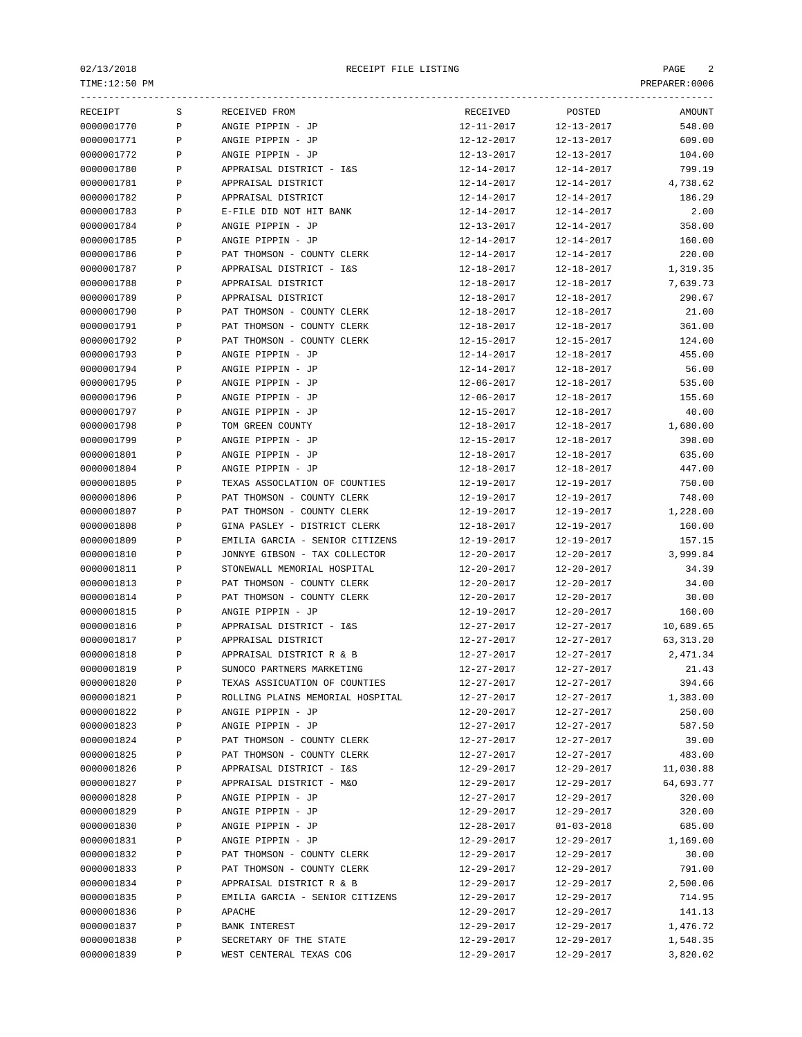| RECEIPT | S | RECEIVED FROM | RECEIVED | POSTED | AMOUNT |
|---|---|---|---|---|---|
| 0000001770 | P | ANGIE PIPPIN - JP | 12-11-2017 | 12-13-2017 | 548.00 |
| 0000001771 | P | ANGIE PIPPIN - JP | 12-12-2017 | 12-13-2017 | 609.00 |
| 0000001772 | P | ANGIE PIPPIN - JP | 12-13-2017 | 12-13-2017 | 104.00 |
| 0000001780 | P | APPRAISAL DISTRICT - I&S | 12-14-2017 | 12-14-2017 | 799.19 |
| 0000001781 | P | APPRAISAL DISTRICT | 12-14-2017 | 12-14-2017 | 4,738.62 |
| 0000001782 | P | APPRAISAL DISTRICT | 12-14-2017 | 12-14-2017 | 186.29 |
| 0000001783 | P | E-FILE DID NOT HIT BANK | 12-14-2017 | 12-14-2017 | 2.00 |
| 0000001784 | P | ANGIE PIPPIN - JP | 12-13-2017 | 12-14-2017 | 358.00 |
| 0000001785 | P | ANGIE PIPPIN - JP | 12-14-2017 | 12-14-2017 | 160.00 |
| 0000001786 | P | PAT THOMSON - COUNTY CLERK | 12-14-2017 | 12-14-2017 | 220.00 |
| 0000001787 | P | APPRAISAL DISTRICT - I&S | 12-18-2017 | 12-18-2017 | 1,319.35 |
| 0000001788 | P | APPRAISAL DISTRICT | 12-18-2017 | 12-18-2017 | 7,639.73 |
| 0000001789 | P | APPRAISAL DISTRICT | 12-18-2017 | 12-18-2017 | 290.67 |
| 0000001790 | P | PAT THOMSON - COUNTY CLERK | 12-18-2017 | 12-18-2017 | 21.00 |
| 0000001791 | P | PAT THOMSON - COUNTY CLERK | 12-18-2017 | 12-18-2017 | 361.00 |
| 0000001792 | P | PAT THOMSON - COUNTY CLERK | 12-15-2017 | 12-15-2017 | 124.00 |
| 0000001793 | P | ANGIE PIPPIN - JP | 12-14-2017 | 12-18-2017 | 455.00 |
| 0000001794 | P | ANGIE PIPPIN - JP | 12-14-2017 | 12-18-2017 | 56.00 |
| 0000001795 | P | ANGIE PIPPIN - JP | 12-06-2017 | 12-18-2017 | 535.00 |
| 0000001796 | P | ANGIE PIPPIN - JP | 12-06-2017 | 12-18-2017 | 155.60 |
| 0000001797 | P | ANGIE PIPPIN - JP | 12-15-2017 | 12-18-2017 | 40.00 |
| 0000001798 | P | TOM GREEN COUNTY | 12-18-2017 | 12-18-2017 | 1,680.00 |
| 0000001799 | P | ANGIE PIPPIN - JP | 12-15-2017 | 12-18-2017 | 398.00 |
| 0000001801 | P | ANGIE PIPPIN - JP | 12-18-2017 | 12-18-2017 | 635.00 |
| 0000001804 | P | ANGIE PIPPIN - JP | 12-18-2017 | 12-18-2017 | 447.00 |
| 0000001805 | P | TEXAS ASSOCLATION OF COUNTIES | 12-19-2017 | 12-19-2017 | 750.00 |
| 0000001806 | P | PAT THOMSON - COUNTY CLERK | 12-19-2017 | 12-19-2017 | 748.00 |
| 0000001807 | P | PAT THOMSON - COUNTY CLERK | 12-19-2017 | 12-19-2017 | 1,228.00 |
| 0000001808 | P | GINA PASLEY - DISTRICT CLERK | 12-18-2017 | 12-19-2017 | 160.00 |
| 0000001809 | P | EMILIA GARCIA - SENIOR CITIZENS | 12-19-2017 | 12-19-2017 | 157.15 |
| 0000001810 | P | JONNYE GIBSON - TAX COLLECTOR | 12-20-2017 | 12-20-2017 | 3,999.84 |
| 0000001811 | P | STONEWALL MEMORIAL HOSPITAL | 12-20-2017 | 12-20-2017 | 34.39 |
| 0000001813 | P | PAT THOMSON - COUNTY CLERK | 12-20-2017 | 12-20-2017 | 34.00 |
| 0000001814 | P | PAT THOMSON - COUNTY CLERK | 12-20-2017 | 12-20-2017 | 30.00 |
| 0000001815 | P | ANGIE PIPPIN - JP | 12-19-2017 | 12-20-2017 | 160.00 |
| 0000001816 | P | APPRAISAL DISTRICT - I&S | 12-27-2017 | 12-27-2017 | 10,689.65 |
| 0000001817 | P | APPRAISAL DISTRICT | 12-27-2017 | 12-27-2017 | 63,313.20 |
| 0000001818 | P | APPRAISAL DISTRICT R & B | 12-27-2017 | 12-27-2017 | 2,471.34 |
| 0000001819 | P | SUNOCO PARTNERS MARKETING | 12-27-2017 | 12-27-2017 | 21.43 |
| 0000001820 | P | TEXAS ASSICUATION OF COUNTIES | 12-27-2017 | 12-27-2017 | 394.66 |
| 0000001821 | P | ROLLING PLAINS MEMORIAL HOSPITAL | 12-27-2017 | 12-27-2017 | 1,383.00 |
| 0000001822 | P | ANGIE PIPPIN - JP | 12-20-2017 | 12-27-2017 | 250.00 |
| 0000001823 | P | ANGIE PIPPIN - JP | 12-27-2017 | 12-27-2017 | 587.50 |
| 0000001824 | P | PAT THOMSON - COUNTY CLERK | 12-27-2017 | 12-27-2017 | 39.00 |
| 0000001825 | P | PAT THOMSON - COUNTY CLERK | 12-27-2017 | 12-27-2017 | 483.00 |
| 0000001826 | P | APPRAISAL DISTRICT - I&S | 12-29-2017 | 12-29-2017 | 11,030.88 |
| 0000001827 | P | APPRAISAL DISTRICT - M&O | 12-29-2017 | 12-29-2017 | 64,693.77 |
| 0000001828 | P | ANGIE PIPPIN - JP | 12-27-2017 | 12-29-2017 | 320.00 |
| 0000001829 | P | ANGIE PIPPIN - JP | 12-29-2017 | 12-29-2017 | 320.00 |
| 0000001830 | P | ANGIE PIPPIN - JP | 12-28-2017 | 01-03-2018 | 685.00 |
| 0000001831 | P | ANGIE PIPPIN - JP | 12-29-2017 | 12-29-2017 | 1,169.00 |
| 0000001832 | P | PAT THOMSON - COUNTY CLERK | 12-29-2017 | 12-29-2017 | 30.00 |
| 0000001833 | P | PAT THOMSON - COUNTY CLERK | 12-29-2017 | 12-29-2017 | 791.00 |
| 0000001834 | P | APPRAISAL DISTRICT R & B | 12-29-2017 | 12-29-2017 | 2,500.06 |
| 0000001835 | P | EMILIA GARCIA - SENIOR CITIZENS | 12-29-2017 | 12-29-2017 | 714.95 |
| 0000001836 | P | APACHE | 12-29-2017 | 12-29-2017 | 141.13 |
| 0000001837 | P | BANK INTEREST | 12-29-2017 | 12-29-2017 | 1,476.72 |
| 0000001838 | P | SECRETARY OF THE STATE | 12-29-2017 | 12-29-2017 | 1,548.35 |
| 0000001839 | P | WEST CENTERAL TEXAS COG | 12-29-2017 | 12-29-2017 | 3,820.02 |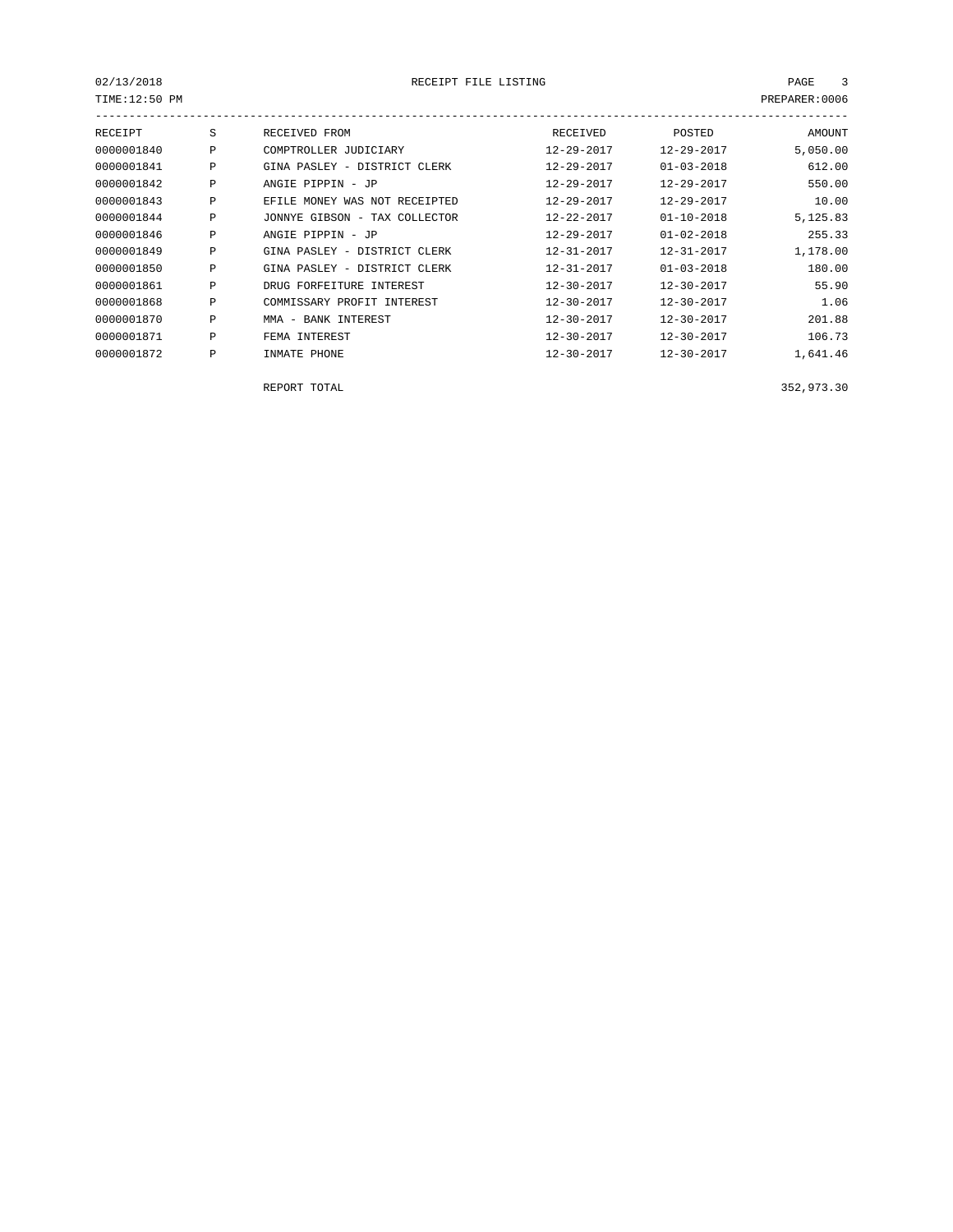| RECEIPT | S | RECEIVED FROM | RECEIVED | POSTED | AMOUNT |
|---|---|---|---|---|---|
| 0000001840 | P | COMPTROLLER JUDICIARY | 12-29-2017 | 12-29-2017 | 5,050.00 |
| 0000001841 | P | GINA PASLEY - DISTRICT CLERK | 12-29-2017 | 01-03-2018 | 612.00 |
| 0000001842 | P | ANGIE PIPPIN - JP | 12-29-2017 | 12-29-2017 | 550.00 |
| 0000001843 | P | EFILE MONEY WAS NOT RECEIPTED | 12-29-2017 | 12-29-2017 | 10.00 |
| 0000001844 | P | JONNYE GIBSON - TAX COLLECTOR | 12-22-2017 | 01-10-2018 | 5,125.83 |
| 0000001846 | P | ANGIE PIPPIN - JP | 12-29-2017 | 01-02-2018 | 255.33 |
| 0000001849 | P | GINA PASLEY - DISTRICT CLERK | 12-31-2017 | 12-31-2017 | 1,178.00 |
| 0000001850 | P | GINA PASLEY - DISTRICT CLERK | 12-31-2017 | 01-03-2018 | 180.00 |
| 0000001861 | P | DRUG FORFEITURE INTEREST | 12-30-2017 | 12-30-2017 | 55.90 |
| 0000001868 | P | COMMISSARY PROFIT INTEREST | 12-30-2017 | 12-30-2017 | 1.06 |
| 0000001870 | P | MMA - BANK INTEREST | 12-30-2017 | 12-30-2017 | 201.88 |
| 0000001871 | P | FEMA INTEREST | 12-30-2017 | 12-30-2017 | 106.73 |
| 0000001872 | P | INMATE PHONE | 12-30-2017 | 12-30-2017 | 1,641.46 |
| | | REPORT TOTAL | | | 352,973.30 |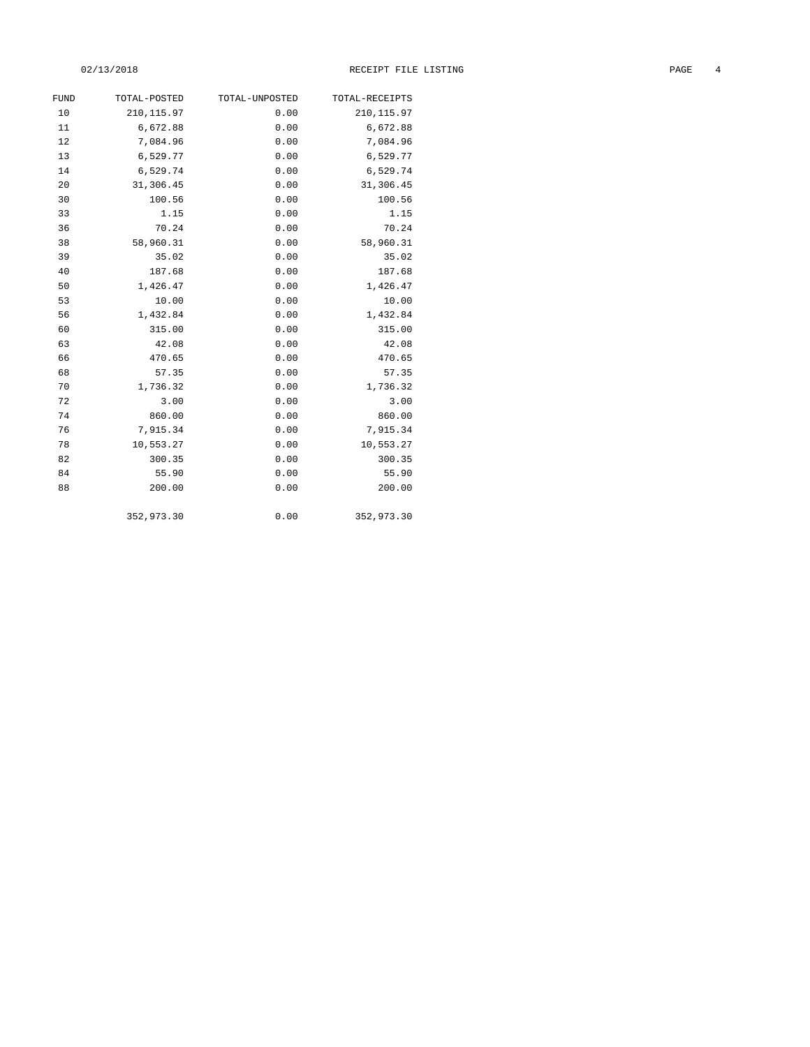02/13/2018 RECEIPT FILE LISTING

| FUND | TOTAL-POSTED | TOTAL-UNPOSTED | TOTAL-RECEIPTS |
|---|---|---|---|
| 10 | 210,115.97 | 0.00 | 210,115.97 |
| 11 | 6,672.88 | 0.00 | 6,672.88 |
| 12 | 7,084.96 | 0.00 | 7,084.96 |
| 13 | 6,529.77 | 0.00 | 6,529.77 |
| 14 | 6,529.74 | 0.00 | 6,529.74 |
| 20 | 31,306.45 | 0.00 | 31,306.45 |
| 30 | 100.56 | 0.00 | 100.56 |
| 33 | 1.15 | 0.00 | 1.15 |
| 36 | 70.24 | 0.00 | 70.24 |
| 38 | 58,960.31 | 0.00 | 58,960.31 |
| 39 | 35.02 | 0.00 | 35.02 |
| 40 | 187.68 | 0.00 | 187.68 |
| 50 | 1,426.47 | 0.00 | 1,426.47 |
| 53 | 10.00 | 0.00 | 10.00 |
| 56 | 1,432.84 | 0.00 | 1,432.84 |
| 60 | 315.00 | 0.00 | 315.00 |
| 63 | 42.08 | 0.00 | 42.08 |
| 66 | 470.65 | 0.00 | 470.65 |
| 68 | 57.35 | 0.00 | 57.35 |
| 70 | 1,736.32 | 0.00 | 1,736.32 |
| 72 | 3.00 | 0.00 | 3.00 |
| 74 | 860.00 | 0.00 | 860.00 |
| 76 | 7,915.34 | 0.00 | 7,915.34 |
| 78 | 10,553.27 | 0.00 | 10,553.27 |
| 82 | 300.35 | 0.00 | 300.35 |
| 84 | 55.90 | 0.00 | 55.90 |
| 88 | 200.00 | 0.00 | 200.00 |
| | 352,973.30 | 0.00 | 352,973.30 |